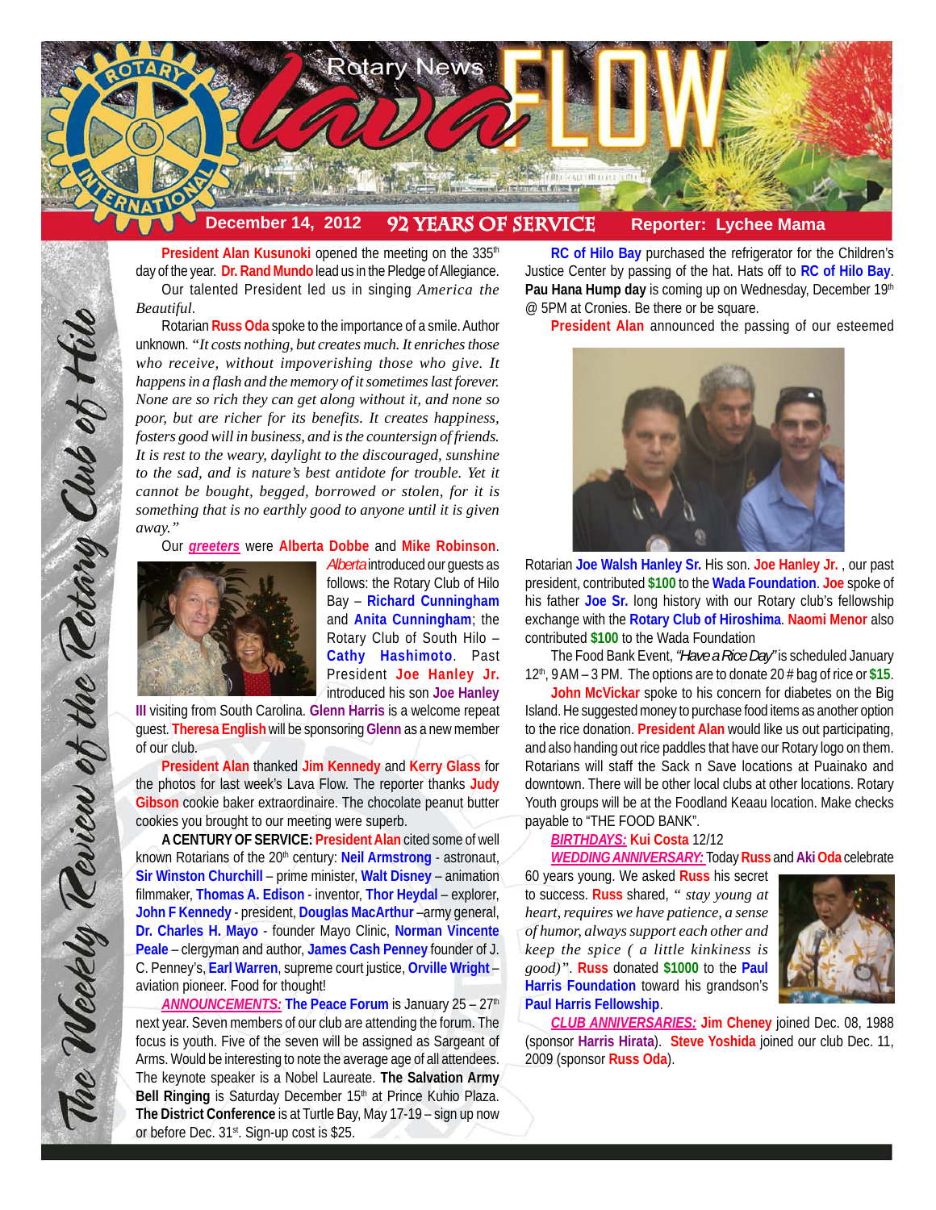# Rotary News *lava* FLOW

**December 14, 2012** **92 YEARS OF SERVICE** **Reporter: Lychee Mama**

*The Weekly Review of the Rotary Club of Hilo*

**President Alan Kusunoki** opened the meeting on the 335th day of the year. **Dr. Rand Mundo** lead us in the Pledge of Allegiance.

Our talented President led us in singing *America the Beautiful.*

Rotarian **Russ Oda** spoke to the importance of a smile. Author unknown. *"It costs nothing, but creates much. It enriches those who receive, without impoverishing those who give. It happens in a flash and the memory of it sometimes last forever. None are so rich they can get along without it, and none so poor, but are richer for its benefits. It creates happiness, fosters good will in business, and is the countersign of friends. It is rest to the weary, daylight to the discouraged, sunshine to the sad, and is nature's best antidote for trouble. Yet it cannot be bought, begged, borrowed or stolen, for it is something that is no earthly good to anyone until it is given away."*

Our ***greeters*** were **Alberta Dobbe** and **Mike Robinson**. *Alberta* introduced our guests as follows: the Rotary Club of Hilo Bay – **Richard Cunningham** and **Anita Cunningham**; the Rotary Club of South Hilo – **Cathy Hashimoto**. Past President **Joe Hanley Jr.** introduced his son **Joe Hanley III** visiting from South Carolina. **Glenn Harris** is a welcome repeat guest. **Theresa English** will be sponsoring **Glenn** as a new member of our club.

**President Alan** thanked **Jim Kennedy** and **Kerry Glass** for the photos for last week's Lava Flow. The reporter thanks **Judy Gibson** cookie baker extraordinaire. The chocolate peanut butter cookies you brought to our meeting were superb.

**A CENTURY OF SERVICE: President Alan** cited some of well known Rotarians of the 20th century: **Neil Armstrong** - astronaut, **Sir Winston Churchill** – prime minister, **Walt Disney** – animation filmmaker, **Thomas A. Edison** - inventor, **Thor Heydal** – explorer, **John F Kennedy** - president, **Douglas MacArthur** –army general, **Dr. Charles H. Mayo** - founder Mayo Clinic, **Norman Vincente Peale** – clergyman and author, **James Cash Penney** founder of J. C. Penney's, **Earl Warren**, supreme court justice, **Orville Wright** – aviation pioneer. Food for thought!

***ANNOUNCEMENTS:*** **The Peace Forum** is January 25 – 27th next year. Seven members of our club are attending the forum. The focus is youth. Five of the seven will be assigned as Sargeant of Arms. Would be interesting to note the average age of all attendees. The keynote speaker is a Nobel Laureate. **The Salvation Army Bell Ringing** is Saturday December 15th at Prince Kuhio Plaza. **The District Conference** is at Turtle Bay, May 17-19 – sign up now or before Dec. 31st. Sign-up cost is $25.

**RC of Hilo Bay** purchased the refrigerator for the Children's Justice Center by passing of the hat. Hats off to **RC of Hilo Bay**. **Pau Hana Hump day** is coming up on Wednesday, December 19th @ 5PM at Cronies. Be there or be square.

**President Alan** announced the passing of our esteemed Rotarian **Joe Walsh Hanley Sr.** His son. **Joe Hanley Jr.** , our past president, contributed **$100** to the **Wada Foundation**. **Joe** spoke of his father **Joe Sr.** long history with our Rotary club's fellowship exchange with the **Rotary Club of Hiroshima**. **Naomi Menor** also contributed **$100** to the Wada Foundation

The Food Bank Event, *"Have a Rice Day"* is scheduled January 12th, 9 AM – 3 PM. The options are to donate 20 # bag of rice or **$15**.

**John McVickar** spoke to his concern for diabetes on the Big Island. He suggested money to purchase food items as another option to the rice donation. **President Alan** would like us out participating, and also handing out rice paddles that have our Rotary logo on them. Rotarians will staff the Sack n Save locations at Puainako and downtown. There will be other local clubs at other locations. Rotary Youth groups will be at the Foodland Keaau location. Make checks payable to "THE FOOD BANK".

***BIRTHDAYS:*** **Kui Costa** 12/12

***WEDDING ANNIVERSARY:*** Today **Russ** and **Aki Oda** celebrate 60 years young. We asked **Russ** his secret to success. **Russ** shared, *" stay young at heart, requires we have patience, a sense of humor, always support each other and keep the spice ( a little kinkiness is good)"*. **Russ** donated **$1000** to the **Paul Harris Foundation** toward his grandson's **Paul Harris Fellowship**.

***CLUB ANNIVERSARIES:*** **Jim Cheney** joined Dec. 08, 1988 (sponsor **Harris Hirata**). **Steve Yoshida** joined our club Dec. 11, 2009 (sponsor **Russ Oda**).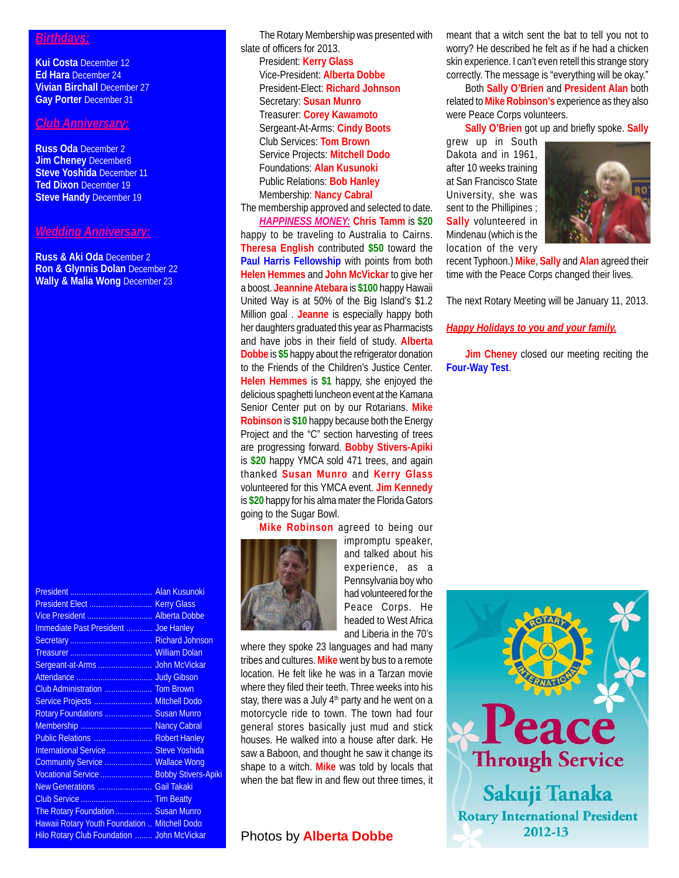## *Birthdays:*

**Kui Costa** December 12
**Ed Hara** December 24
**Vivian Birchall** December 27
**Gay Porter** December 31

## *Club Anniversary:*

**Russ Oda** December 2
**Jim Cheney** December8
**Steve Yoshida** December 11
**Ted Dixon** December 19
**Steve Handy** December 19

## *Wedding Anniversary:*

**Russ & Aki Oda** December 2
**Ron & Glynnis Dolan** December 22
**Wally & Malia Wong** December 23

| | |
|---|---|
| President | Alan Kusunoki |
| President Elect | Kerry Glass |
| Vice President | Alberta Dobbe |
| Immediate Past President | Joe Hanley |
| Secretary | Richard Johnson |
| Treasurer | William Dolan |
| Sergeant-at-Arms | John McVickar |
| Attendance | Judy Gibson |
| Club Administration | Tom Brown |
| Service Projects | Mitchell Dodo |
| Rotary Foundations | Susan Munro |
| Membership | Nancy Cabral |
| Public Relations | Robert Hanley |
| International Service | Steve Yoshida |
| Community Service | Wallace Wong |
| Vocational Service | Bobby Stivers-Apiki |
| New Generations | Gail Takaki |
| Club Service | Tim Beatty |
| The Rotary Foundation | Susan Munro |
| Hawaii Rotary Youth Foundation | Mitchell Dodo |
| Hilo Rotary Club Foundation | John McVickar |

The Rotary Membership was presented with slate of officers for 2013.

President: **Kerry Glass**
Vice-President: **Alberta Dobbe**
President-Elect: **Richard Johnson**
Secretary: **Susan Munro**
Treasurer: **Corey Kawamoto**
Sergeant-At-Arms: **Cindy Boots**
Club Services: **Tom Brown**
Service Projects: **Mitchell Dodo**
Foundations: **Alan Kusunoki**
Public Relations: **Bob Hanley**
Membership: **Nancy Cabral**

The membership approved and selected to date.

***HAPPINESS MONEY:*** **Chris Tamm** is **$20** happy to be traveling to Australia to Cairns. **Theresa English** contributed **$50** toward the **Paul Harris Fellowship** with points from both **Helen Hemmes** and **John McVickar** to give her a boost. **Jeannine Atebara** is **$100** happy Hawaii United Way is at 50% of the Big Island's $1.2 Million goal . **Jeanne** is especially happy both her daughters graduated this year as Pharmacists and have jobs in their field of study. **Alberta Dobbe** is **$5** happy about the refrigerator donation to the Friends of the Children's Justice Center. **Helen Hemmes** is **$1** happy, she enjoyed the delicious spaghetti luncheon event at the Kamana Senior Center put on by our Rotarians. **Mike Robinson** is **$10** happy because both the Energy Project and the "C" section harvesting of trees are progressing forward. **Bobby Stivers-Apiki** is **$20** happy YMCA sold 471 trees, and again thanked **Susan Munro** and **Kerry Glass** volunteered for this YMCA event. **Jim Kennedy** is **$20** happy for his alma mater the Florida Gators going to the Sugar Bowl.

**Mike Robinson** agreed to being our impromptu speaker, and talked about his experience, as a Pennsylvania boy who had volunteered for the Peace Corps. He headed to West Africa and Liberia in the 70's where they spoke 23 languages and had many tribes and cultures. **Mike** went by bus to a remote location. He felt like he was in a Tarzan movie where they filed their teeth. Three weeks into his stay, there was a July 4th party and he went on a motorcycle ride to town. The town had four general stores basically just mud and stick houses. He walked into a house after dark. He saw a Baboon, and thought he saw it change its shape to a witch. **Mike** was told by locals that when the bat flew in and flew out three times, it meant that a witch sent the bat to tell you not to worry? He described he felt as if he had a chicken skin experience. I can't even retell this strange story correctly. The message is "everything will be okay."

Both **Sally O'Brien** and **President Alan** both related to **Mike Robinson's** experience as they also were Peace Corps volunteers.

**Sally O'Brien** got up and briefly spoke. **Sally** grew up in South Dakota and in 1961, after 10 weeks training at San Francisco State University, she was sent to the Phillipines ; **Sally** volunteered in Mindenau (which is the location of the very recent Typhoon.) **Mike**, **Sally** and **Alan** agreed their time with the Peace Corps changed their lives.

The next Rotary Meeting will be January 11, 2013.

***Happy Holidays to you and your family.***

**Jim Cheney** closed our meeting reciting the **Four-Way Test**.

Photos by **Alberta Dobbe**

Peace Through Service
Sakuji Tanaka
Rotary International President
2012-13